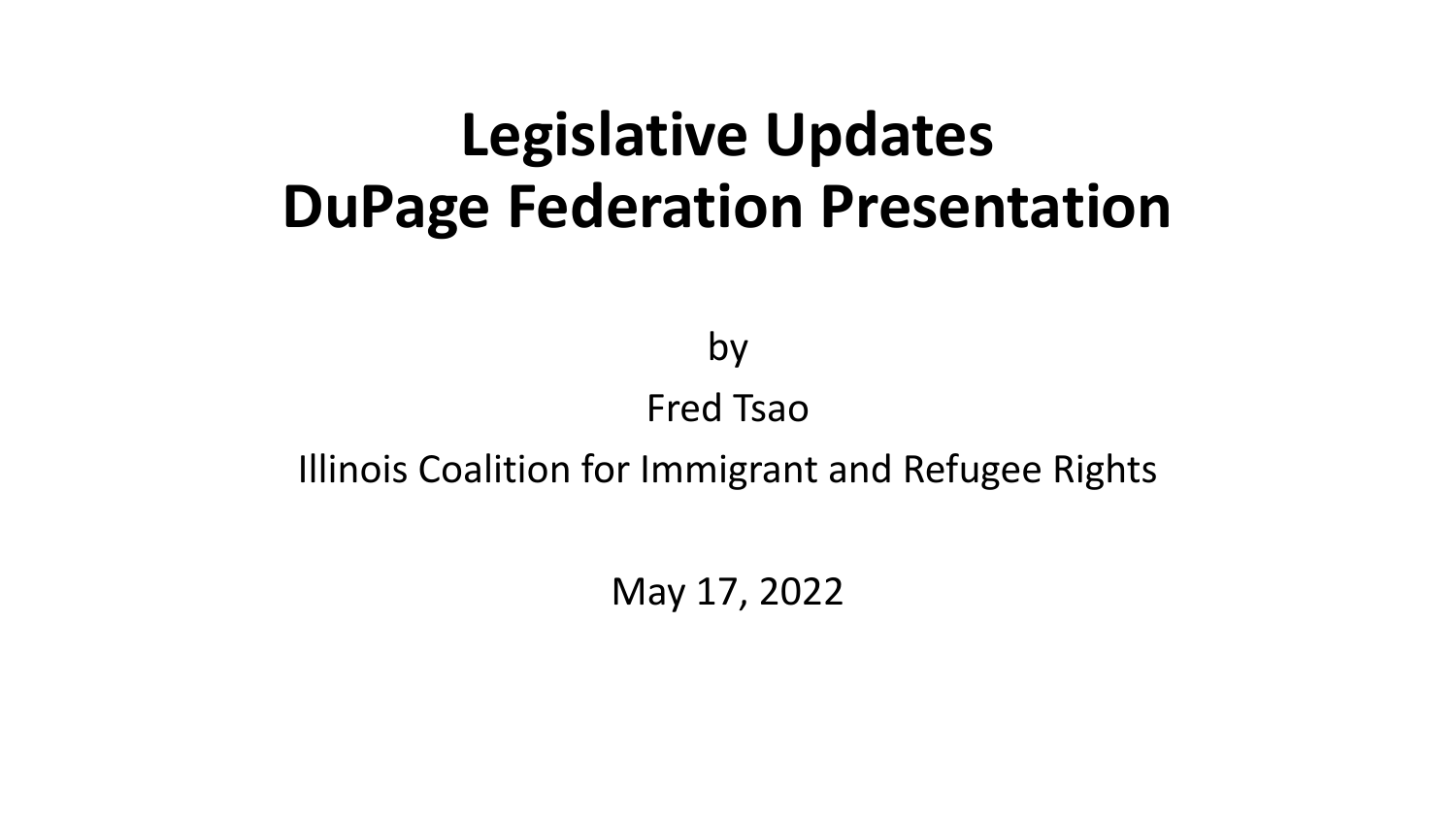# Legislative Updates
# DuPage Federation Presentation

by

Fred Tsao

Illinois Coalition for Immigrant and Refugee Rights

May 17, 2022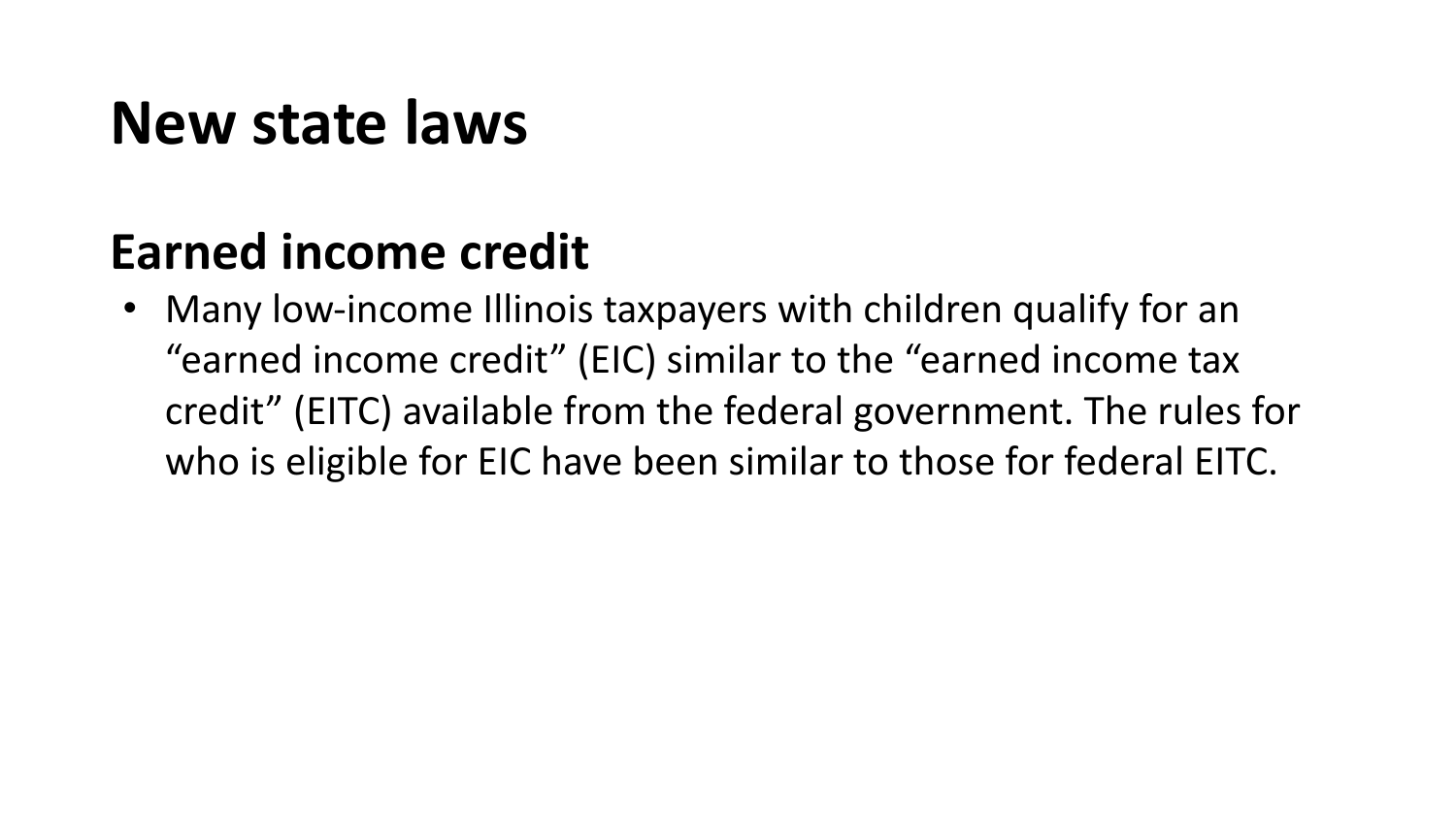# New state laws

## Earned income credit

- Many low-income Illinois taxpayers with children qualify for an “earned income credit” (EIC) similar to the “earned income tax credit” (EITC) available from the federal government. The rules for who is eligible for EIC have been similar to those for federal EITC.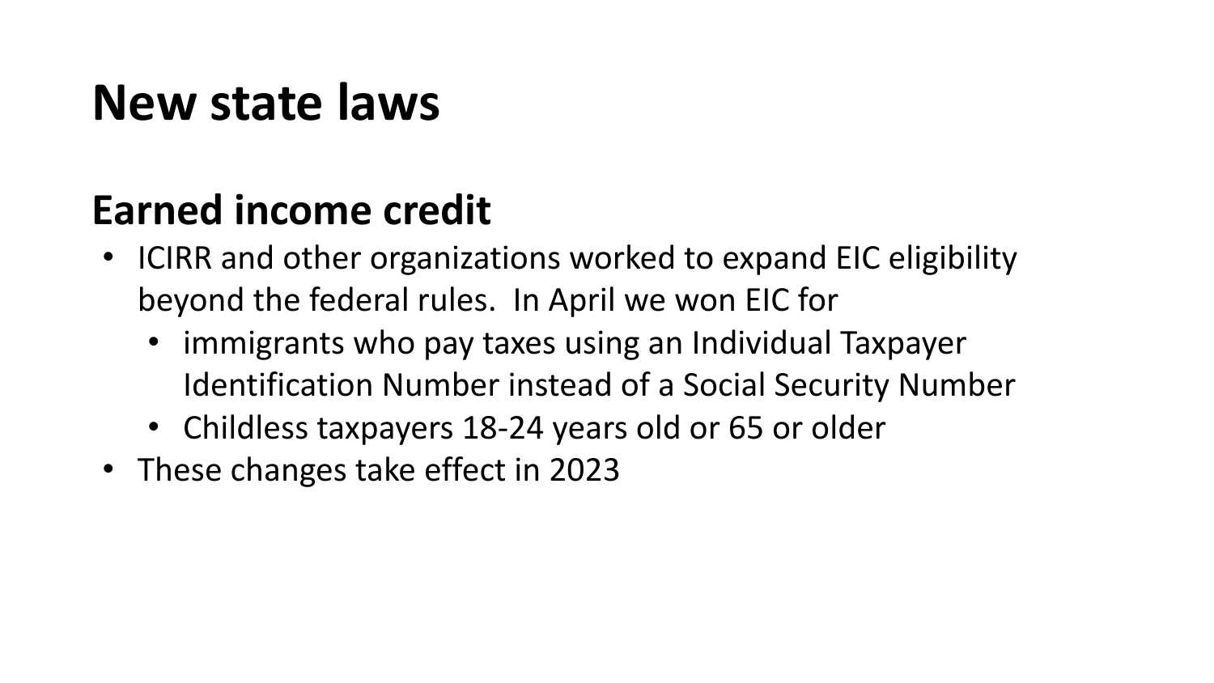# New state laws

## Earned income credit

- ICIRR and other organizations worked to expand EIC eligibility beyond the federal rules.  In April we won EIC for
  - immigrants who pay taxes using an Individual Taxpayer Identification Number instead of a Social Security Number
  - Childless taxpayers 18-24 years old or 65 or older
- These changes take effect in 2023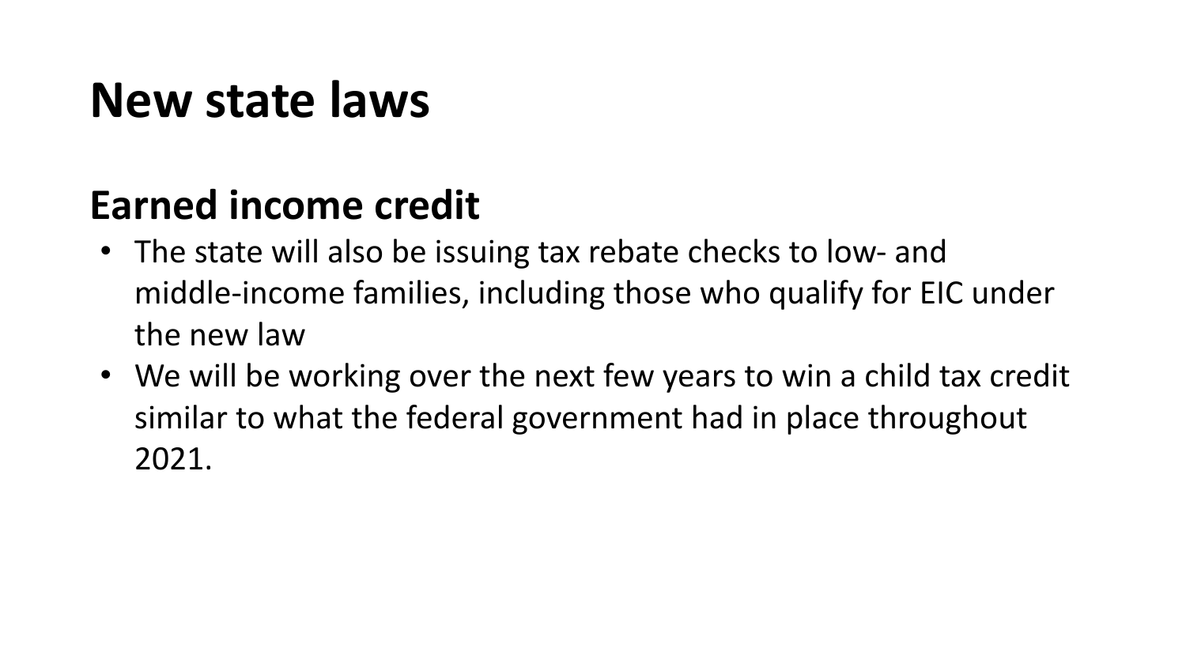# New state laws

## Earned income credit

- The state will also be issuing tax rebate checks to low- and middle-income families, including those who qualify for EIC under the new law
- We will be working over the next few years to win a child tax credit similar to what the federal government had in place throughout 2021.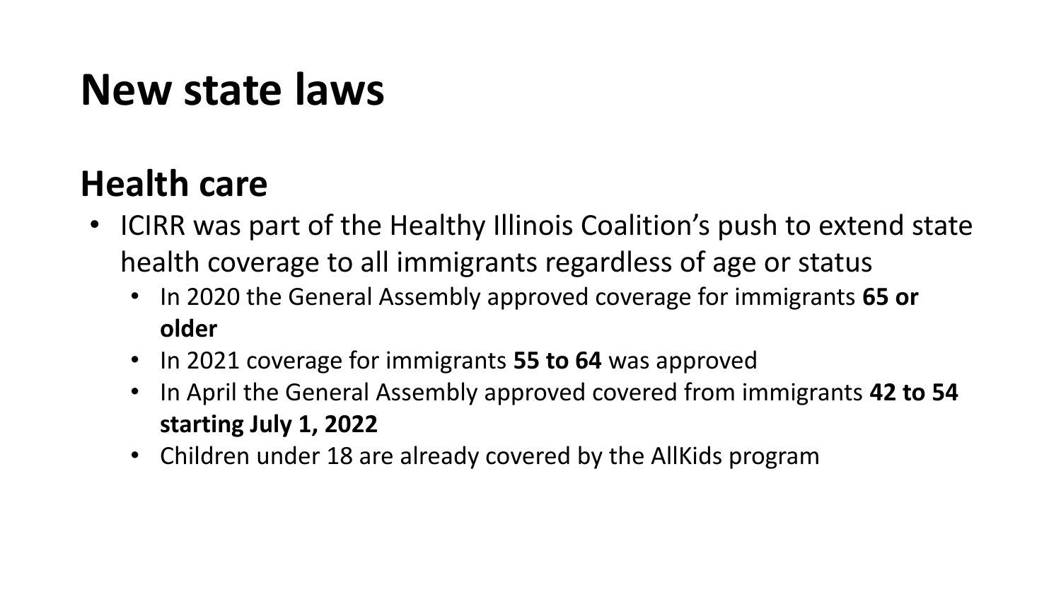# New state laws

## Health care

- ICIRR was part of the Healthy Illinois Coalition's push to extend state health coverage to all immigrants regardless of age or status
  - In 2020 the General Assembly approved coverage for immigrants **65 or older**
  - In 2021 coverage for immigrants **55 to 64** was approved
  - In April the General Assembly approved covered from immigrants **42 to 54 starting July 1, 2022**
  - Children under 18 are already covered by the AllKids program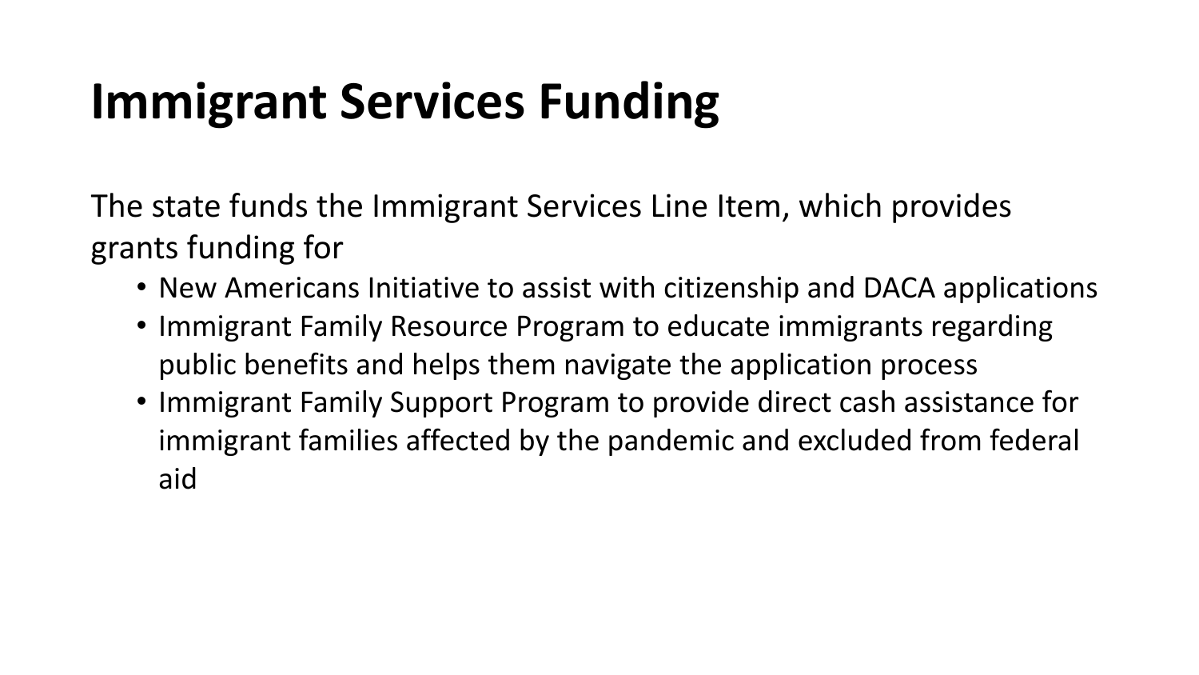# Immigrant Services Funding

The state funds the Immigrant Services Line Item, which provides grants funding for

- New Americans Initiative to assist with citizenship and DACA applications
- Immigrant Family Resource Program to educate immigrants regarding public benefits and helps them navigate the application process
- Immigrant Family Support Program to provide direct cash assistance for immigrant families affected by the pandemic and excluded from federal aid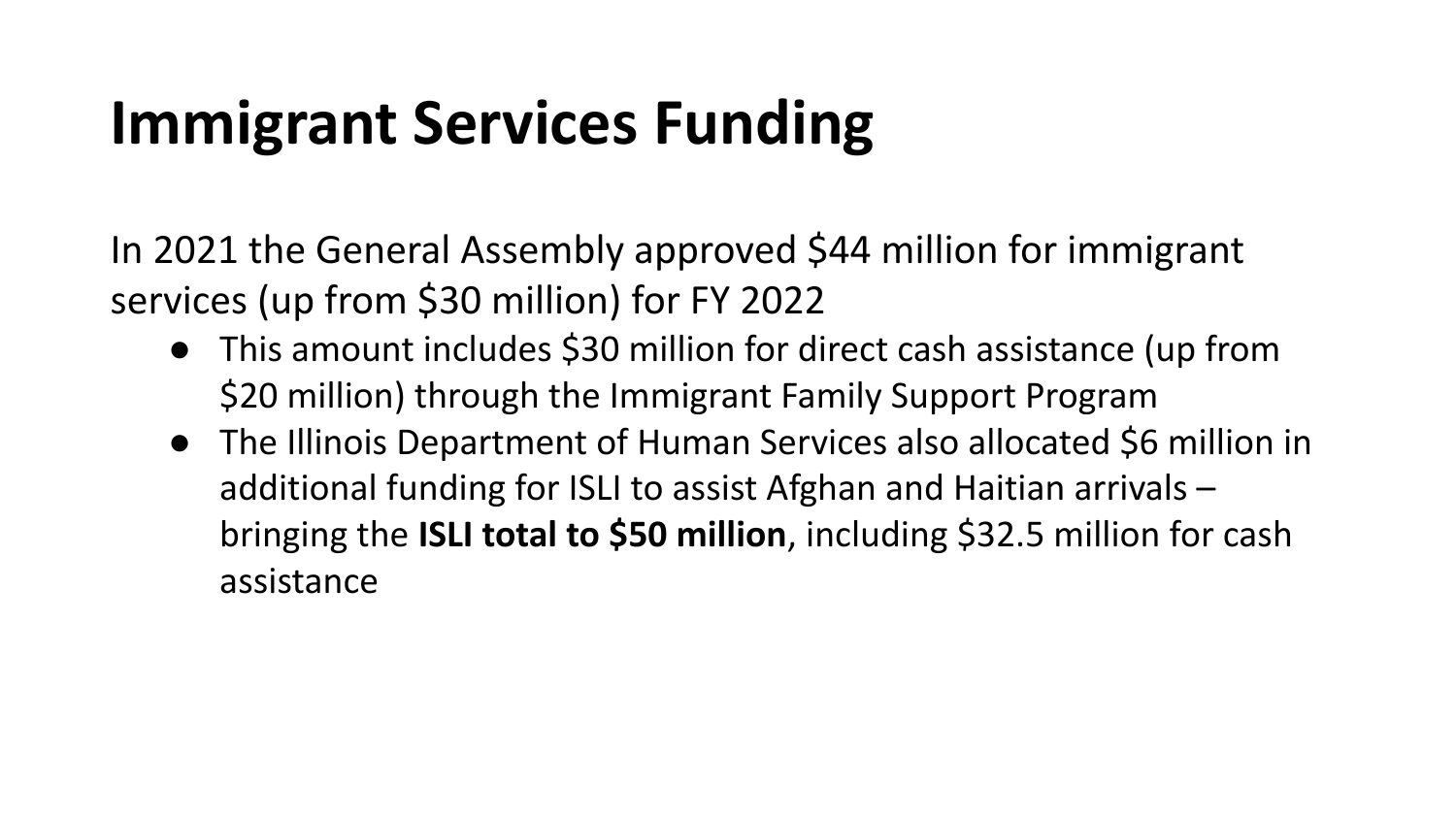# Immigrant Services Funding

In 2021 the General Assembly approved $44 million for immigrant services (up from $30 million) for FY 2022

- This amount includes $30 million for direct cash assistance (up from $20 million) through the Immigrant Family Support Program
- The Illinois Department of Human Services also allocated $6 million in additional funding for ISLI to assist Afghan and Haitian arrivals – bringing the **ISLI total to $50 million**, including $32.5 million for cash assistance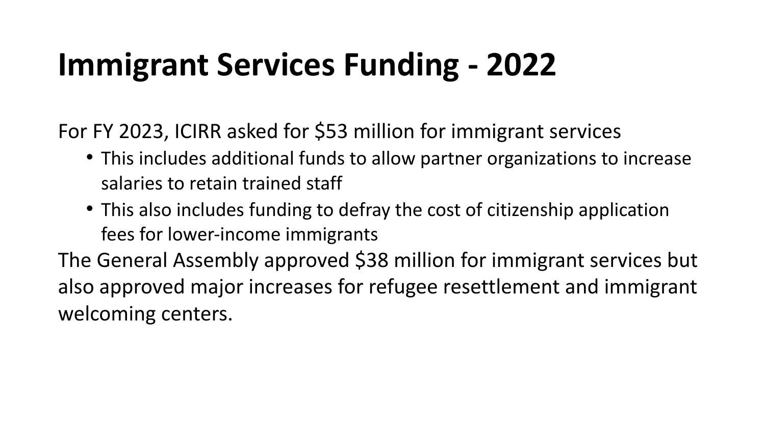# Immigrant Services Funding - 2022

For FY 2023, ICIRR asked for $53 million for immigrant services

- This includes additional funds to allow partner organizations to increase salaries to retain trained staff
- This also includes funding to defray the cost of citizenship application fees for lower-income immigrants

The General Assembly approved $38 million for immigrant services but also approved major increases for refugee resettlement and immigrant welcoming centers.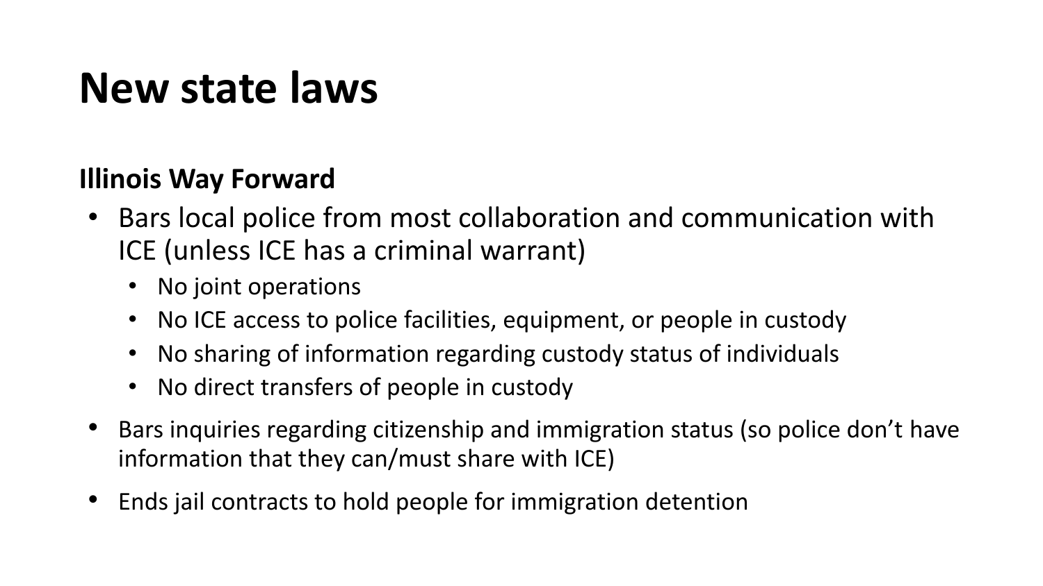# New state laws

**Illinois Way Forward**

- Bars local police from most collaboration and communication with ICE (unless ICE has a criminal warrant)
  - No joint operations
  - No ICE access to police facilities, equipment, or people in custody
  - No sharing of information regarding custody status of individuals
  - No direct transfers of people in custody
- Bars inquiries regarding citizenship and immigration status (so police don't have information that they can/must share with ICE)
- Ends jail contracts to hold people for immigration detention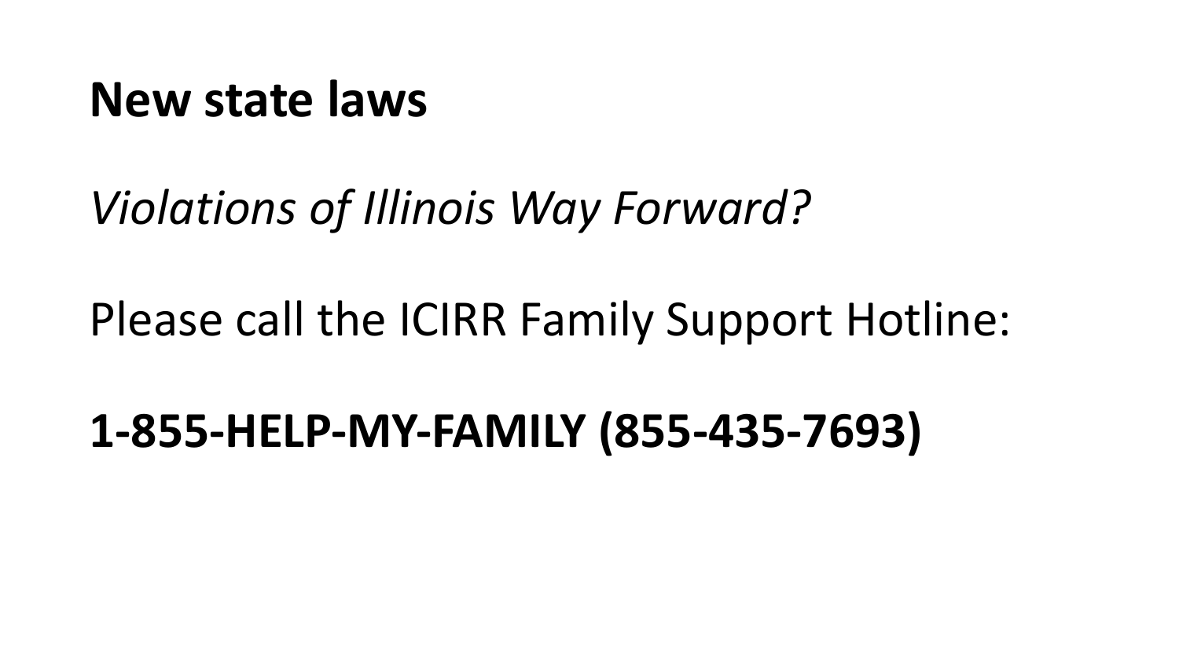# New state laws

*Violations of Illinois Way Forward?*

Please call the ICIRR Family Support Hotline:

**1-855-HELP-MY-FAMILY (855-435-7693)**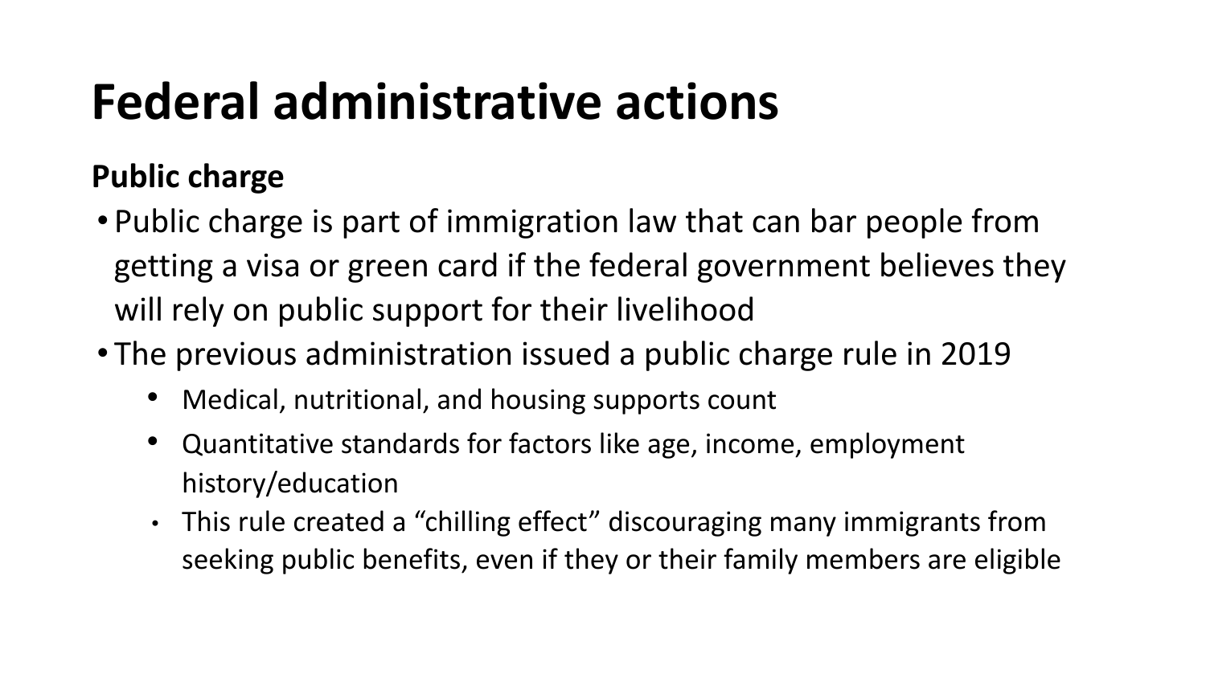# Federal administrative actions

**Public charge**

- Public charge is part of immigration law that can bar people from getting a visa or green card if the federal government believes they will rely on public support for their livelihood
- The previous administration issued a public charge rule in 2019
  - Medical, nutritional, and housing supports count
  - Quantitative standards for factors like age, income, employment history/education
  - This rule created a “chilling effect” discouraging many immigrants from seeking public benefits, even if they or their family members are eligible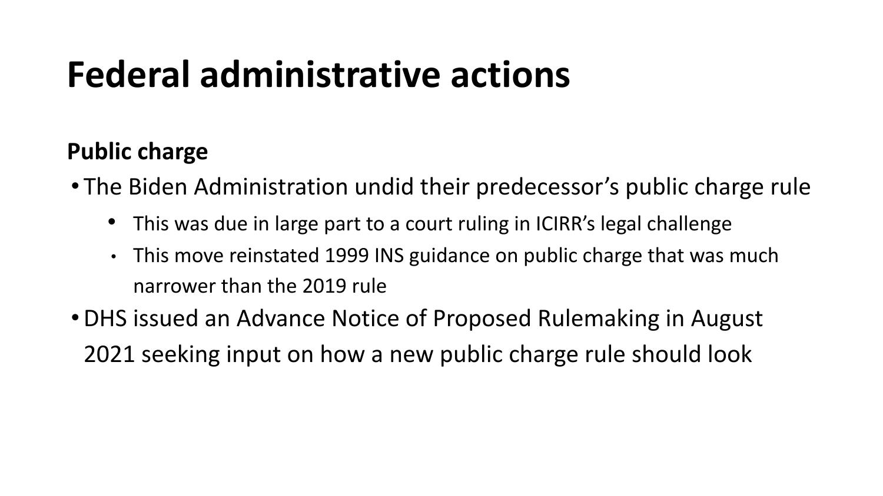# Federal administrative actions

**Public charge**

- The Biden Administration undid their predecessor's public charge rule
  - This was due in large part to a court ruling in ICIRR's legal challenge
  - This move reinstated 1999 INS guidance on public charge that was much narrower than the 2019 rule
- DHS issued an Advance Notice of Proposed Rulemaking in August 2021 seeking input on how a new public charge rule should look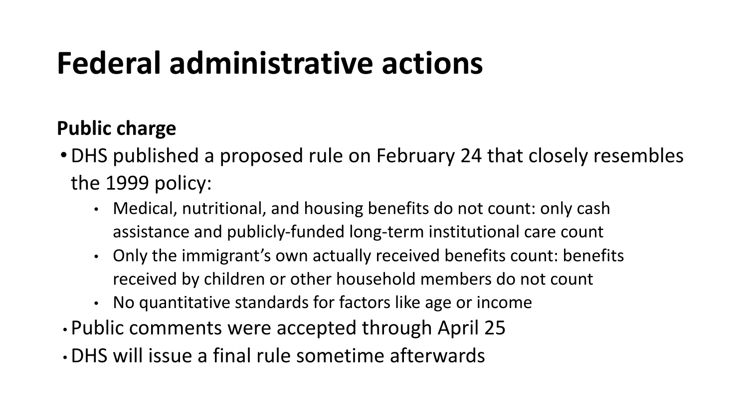# Federal administrative actions

**Public charge**

- DHS published a proposed rule on February 24 that closely resembles the 1999 policy:
  - Medical, nutritional, and housing benefits do not count: only cash assistance and publicly-funded long-term institutional care count
  - Only the immigrant's own actually received benefits count: benefits received by children or other household members do not count
  - No quantitative standards for factors like age or income
- Public comments were accepted through April 25
- DHS will issue a final rule sometime afterwards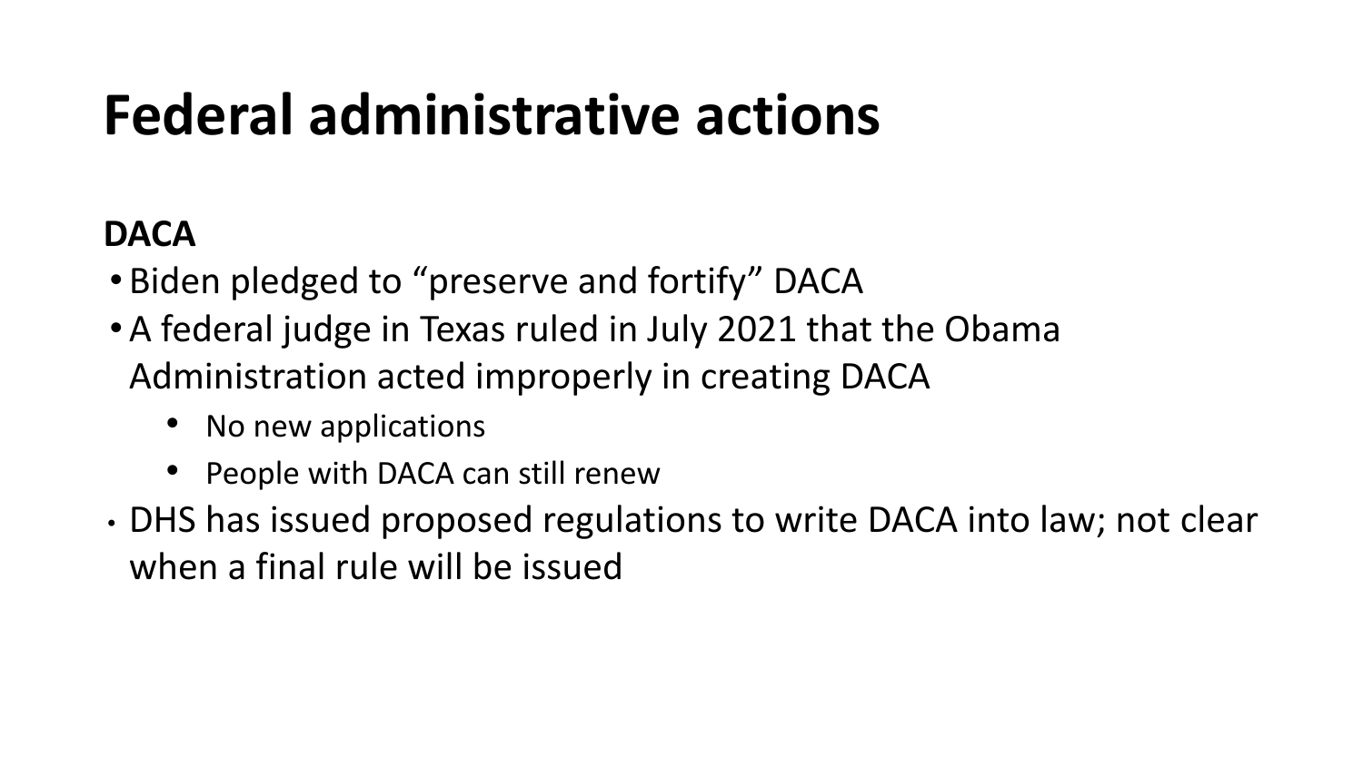# Federal administrative actions

**DACA**

- Biden pledged to “preserve and fortify” DACA
- A federal judge in Texas ruled in July 2021 that the Obama Administration acted improperly in creating DACA
  - No new applications
  - People with DACA can still renew
- DHS has issued proposed regulations to write DACA into law; not clear when a final rule will be issued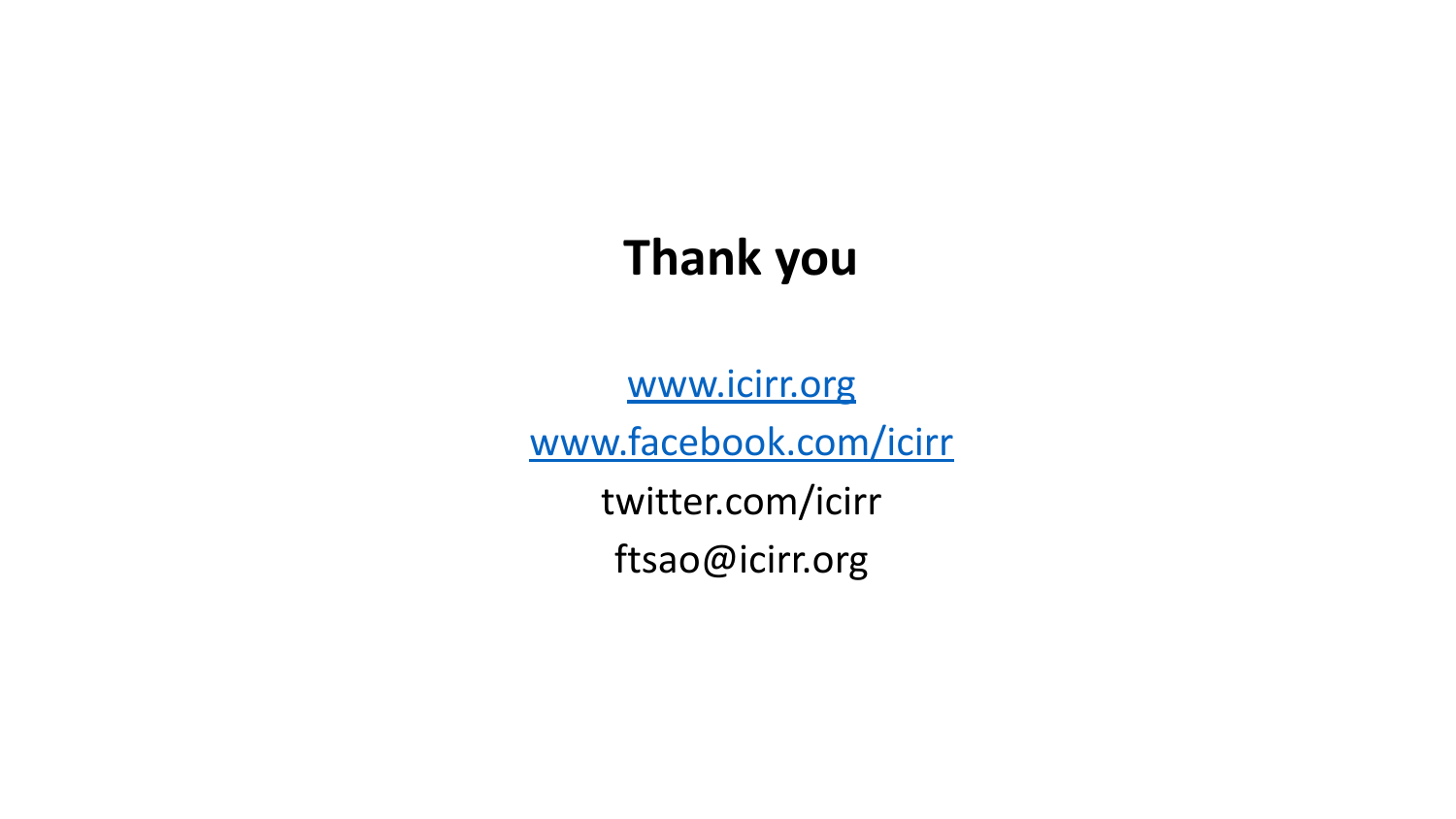# Thank you

[www.icirr.org](http://www.icirr.org)

[www.facebook.com/icirr](http://www.facebook.com/icirr)

twitter.com/icirr

ftsao@icirr.org